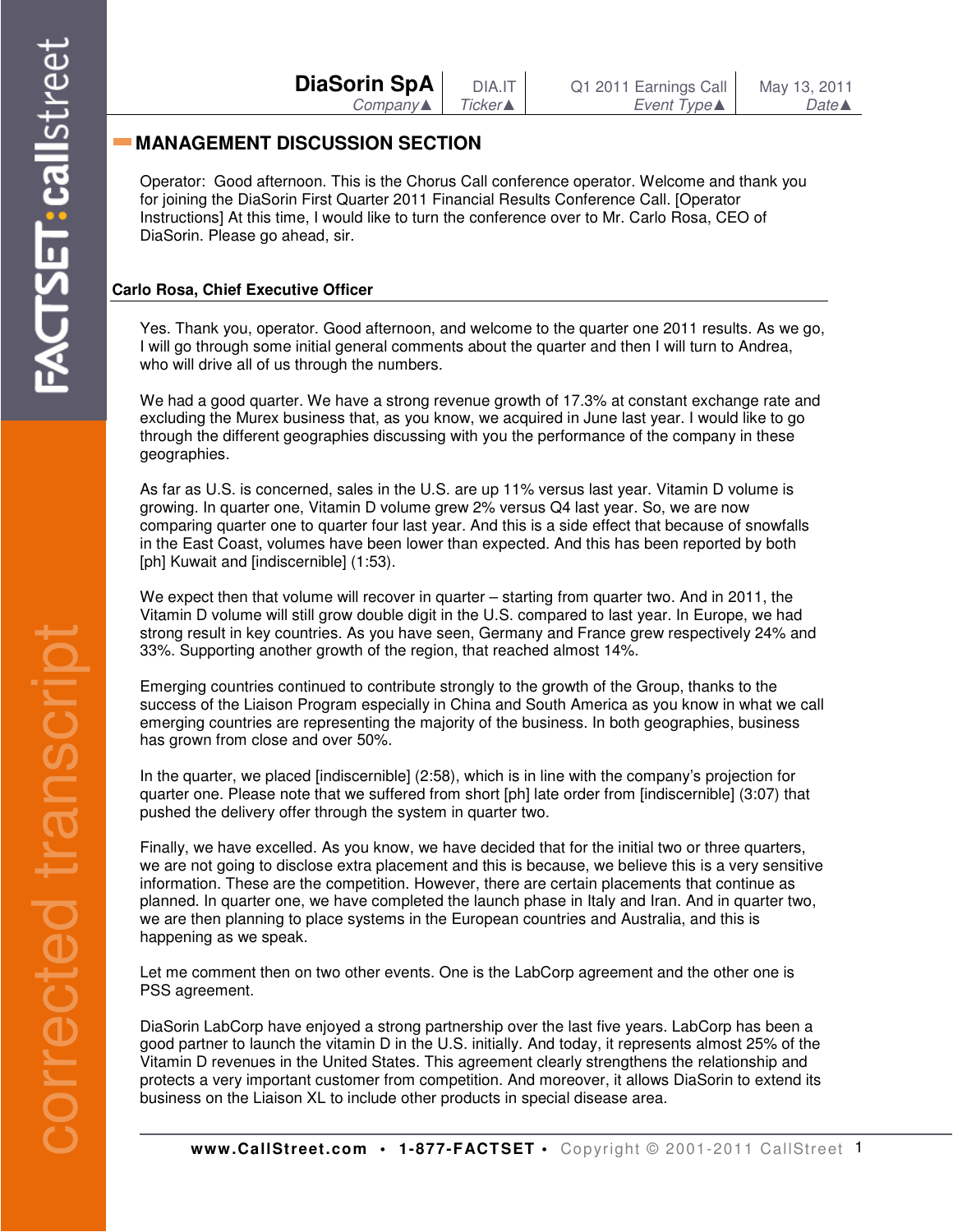| DiaSorin SpA | DIA.IT | Q1 2011 Earnings Call | May 13, 2011 |
| --- | --- | --- | --- |
| *Company▲* | *Ticker▲* | *Event Type▲* | *Date▲* |

## MANAGEMENT DISCUSSION SECTION

Operator: Good afternoon. This is the Chorus Call conference operator. Welcome and thank you for joining the DiaSorin First Quarter 2011 Financial Results Conference Call. [Operator Instructions] At this time, I would like to turn the conference over to Mr. Carlo Rosa, CEO of DiaSorin. Please go ahead, sir.

**Carlo Rosa, Chief Executive Officer**

Yes. Thank you, operator. Good afternoon, and welcome to the quarter one 2011 results. As we go, I will go through some initial general comments about the quarter and then I will turn to Andrea, who will drive all of us through the numbers.

We had a good quarter. We have a strong revenue growth of 17.3% at constant exchange rate and excluding the Murex business that, as you know, we acquired in June last year. I would like to go through the different geographies discussing with you the performance of the company in these geographies.

As far as U.S. is concerned, sales in the U.S. are up 11% versus last year. Vitamin D volume is growing. In quarter one, Vitamin D volume grew 2% versus Q4 last year. So, we are now comparing quarter one to quarter four last year. And this is a side effect that because of snowfalls in the East Coast, volumes have been lower than expected. And this has been reported by both [ph] Kuwait and [indiscernible] (1:53).

We expect then that volume will recover in quarter – starting from quarter two. And in 2011, the Vitamin D volume will still grow double digit in the U.S. compared to last year. In Europe, we had strong result in key countries. As you have seen, Germany and France grew respectively 24% and 33%. Supporting another growth of the region, that reached almost 14%.

Emerging countries continued to contribute strongly to the growth of the Group, thanks to the success of the Liaison Program especially in China and South America as you know in what we call emerging countries are representing the majority of the business. In both geographies, business has grown from close and over 50%.

In the quarter, we placed [indiscernible] (2:58), which is in line with the company's projection for quarter one. Please note that we suffered from short [ph] late order from [indiscernible] (3:07) that pushed the delivery offer through the system in quarter two.

Finally, we have excelled. As you know, we have decided that for the initial two or three quarters, we are not going to disclose extra placement and this is because, we believe this is a very sensitive information. These are the competition. However, there are certain placements that continue as planned. In quarter one, we have completed the launch phase in Italy and Iran. And in quarter two, we are then planning to place systems in the European countries and Australia, and this is happening as we speak.

Let me comment then on two other events. One is the LabCorp agreement and the other one is PSS agreement.

DiaSorin LabCorp have enjoyed a strong partnership over the last five years. LabCorp has been a good partner to launch the vitamin D in the U.S. initially. And today, it represents almost 25% of the Vitamin D revenues in the United States. This agreement clearly strengthens the relationship and protects a very important customer from competition. And moreover, it allows DiaSorin to extend its business on the Liaison XL to include other products in special disease area.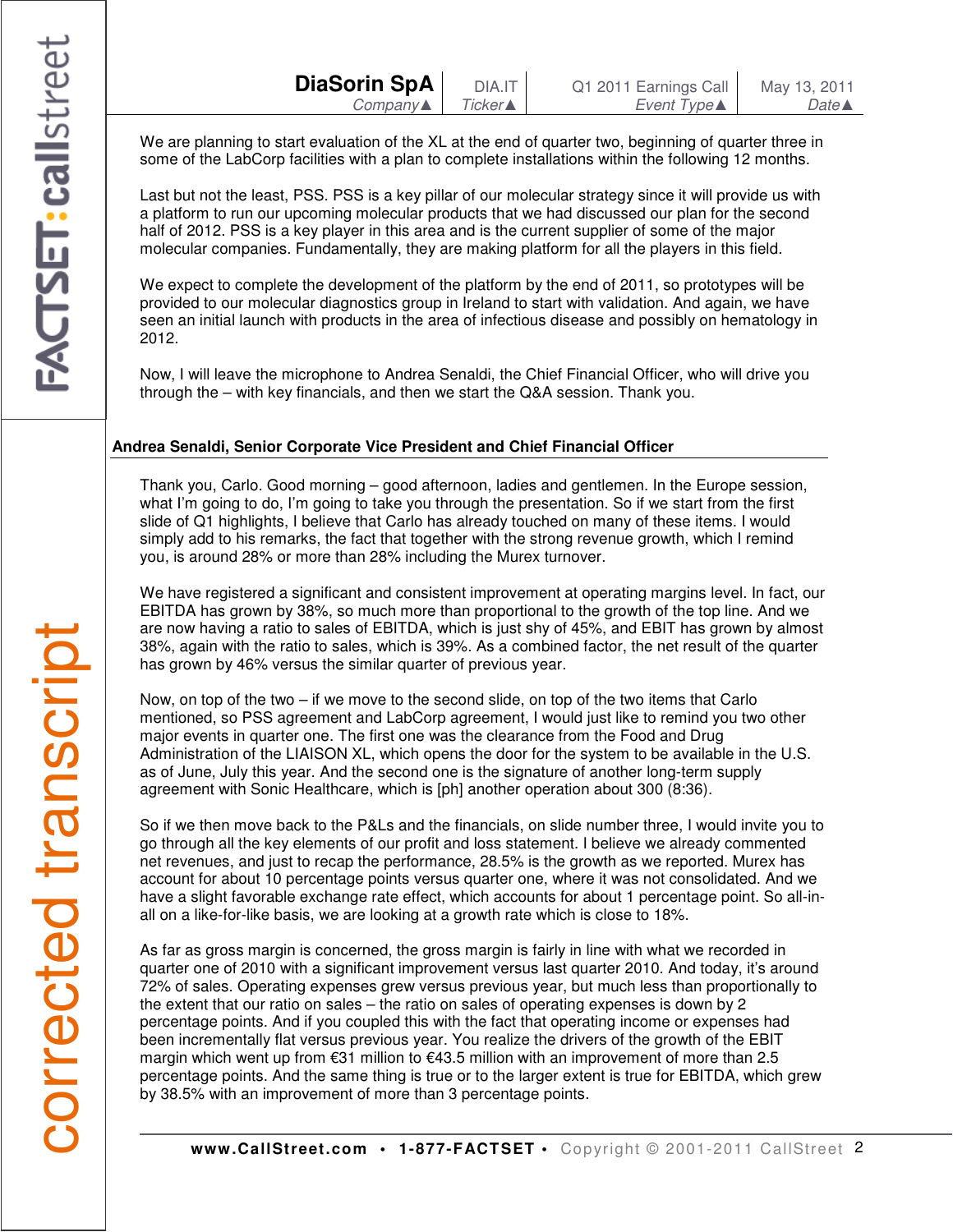We are planning to start evaluation of the XL at the end of quarter two, beginning of quarter three in some of the LabCorp facilities with a plan to complete installations within the following 12 months.

Last but not the least, PSS. PSS is a key pillar of our molecular strategy since it will provide us with a platform to run our upcoming molecular products that we had discussed our plan for the second half of 2012. PSS is a key player in this area and is the current supplier of some of the major molecular companies. Fundamentally, they are making platform for all the players in this field.

We expect to complete the development of the platform by the end of 2011, so prototypes will be provided to our molecular diagnostics group in Ireland to start with validation. And again, we have seen an initial launch with products in the area of infectious disease and possibly on hematology in 2012.

Now, I will leave the microphone to Andrea Senaldi, the Chief Financial Officer, who will drive you through the – with key financials, and then we start the Q&A session. Thank you.

**Andrea Senaldi, Senior Corporate Vice President and Chief Financial Officer**

Thank you, Carlo. Good morning – good afternoon, ladies and gentlemen. In the Europe session, what I'm going to do, I'm going to take you through the presentation. So if we start from the first slide of Q1 highlights, I believe that Carlo has already touched on many of these items. I would simply add to his remarks, the fact that together with the strong revenue growth, which I remind you, is around 28% or more than 28% including the Murex turnover.

We have registered a significant and consistent improvement at operating margins level. In fact, our EBITDA has grown by 38%, so much more than proportional to the growth of the top line. And we are now having a ratio to sales of EBITDA, which is just shy of 45%, and EBIT has grown by almost 38%, again with the ratio to sales, which is 39%. As a combined factor, the net result of the quarter has grown by 46% versus the similar quarter of previous year.

Now, on top of the two – if we move to the second slide, on top of the two items that Carlo mentioned, so PSS agreement and LabCorp agreement, I would just like to remind you two other major events in quarter one. The first one was the clearance from the Food and Drug Administration of the LIAISON XL, which opens the door for the system to be available in the U.S. as of June, July this year. And the second one is the signature of another long-term supply agreement with Sonic Healthcare, which is [ph] another operation about 300 (8:36).

So if we then move back to the P&Ls and the financials, on slide number three, I would invite you to go through all the key elements of our profit and loss statement. I believe we already commented net revenues, and just to recap the performance, 28.5% is the growth as we reported. Murex has account for about 10 percentage points versus quarter one, where it was not consolidated. And we have a slight favorable exchange rate effect, which accounts for about 1 percentage point. So all-in-all on a like-for-like basis, we are looking at a growth rate which is close to 18%.

As far as gross margin is concerned, the gross margin is fairly in line with what we recorded in quarter one of 2010 with a significant improvement versus last quarter 2010. And today, it's around 72% of sales. Operating expenses grew versus previous year, but much less than proportionally to the extent that our ratio on sales – the ratio on sales of operating expenses is down by 2 percentage points. And if you coupled this with the fact that operating income or expenses had been incrementally flat versus previous year. You realize the drivers of the growth of the EBIT margin which went up from €31 million to €43.5 million with an improvement of more than 2.5 percentage points. And the same thing is true or to the larger extent is true for EBITDA, which grew by 38.5% with an improvement of more than 3 percentage points.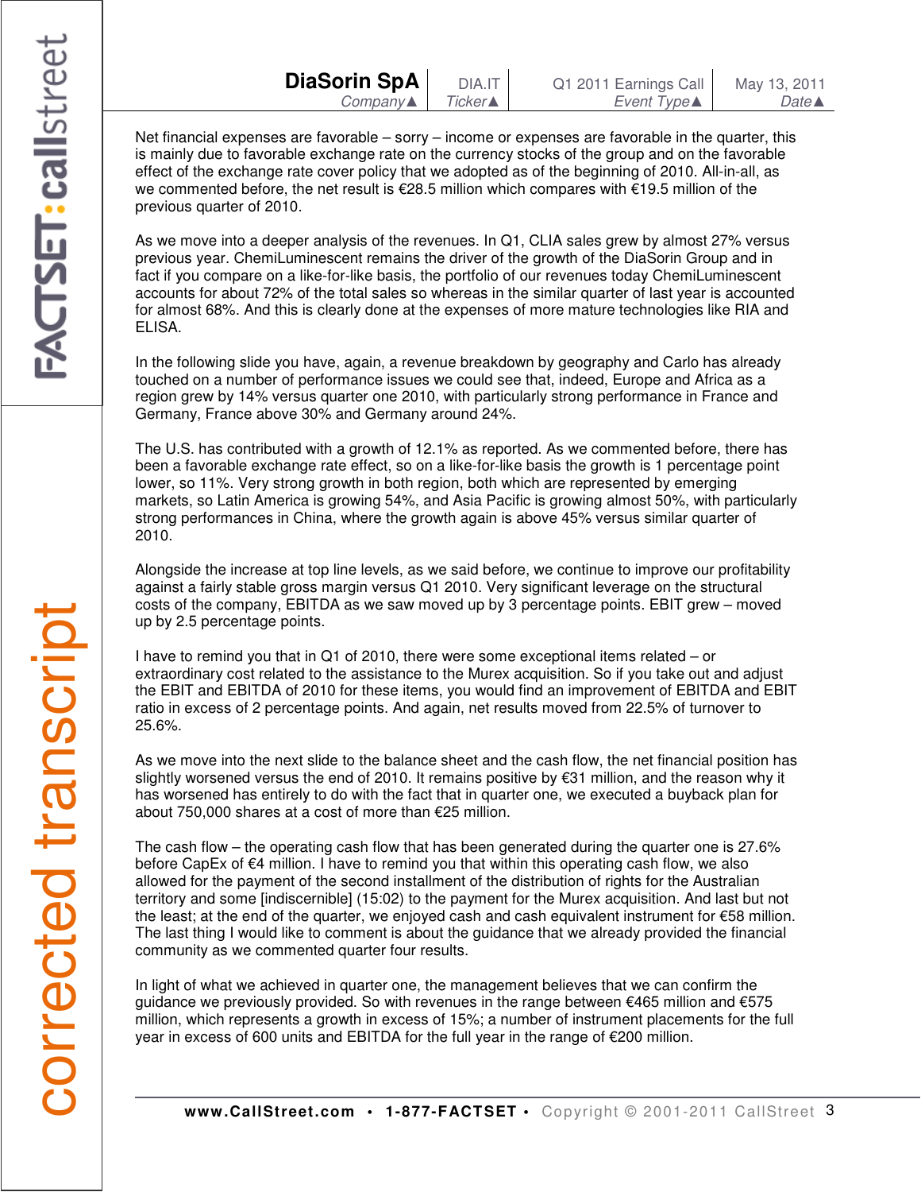Net financial expenses are favorable – sorry – income or expenses are favorable in the quarter, this is mainly due to favorable exchange rate on the currency stocks of the group and on the favorable effect of the exchange rate cover policy that we adopted as of the beginning of 2010. All-in-all, as we commented before, the net result is €28.5 million which compares with €19.5 million of the previous quarter of 2010.

As we move into a deeper analysis of the revenues. In Q1, CLIA sales grew by almost 27% versus previous year. ChemiLuminescent remains the driver of the growth of the DiaSorin Group and in fact if you compare on a like-for-like basis, the portfolio of our revenues today ChemiLuminescent accounts for about 72% of the total sales so whereas in the similar quarter of last year is accounted for almost 68%. And this is clearly done at the expenses of more mature technologies like RIA and ELISA.

In the following slide you have, again, a revenue breakdown by geography and Carlo has already touched on a number of performance issues we could see that, indeed, Europe and Africa as a region grew by 14% versus quarter one 2010, with particularly strong performance in France and Germany, France above 30% and Germany around 24%.

The U.S. has contributed with a growth of 12.1% as reported. As we commented before, there has been a favorable exchange rate effect, so on a like-for-like basis the growth is 1 percentage point lower, so 11%. Very strong growth in both region, both which are represented by emerging markets, so Latin America is growing 54%, and Asia Pacific is growing almost 50%, with particularly strong performances in China, where the growth again is above 45% versus similar quarter of 2010.

Alongside the increase at top line levels, as we said before, we continue to improve our profitability against a fairly stable gross margin versus Q1 2010. Very significant leverage on the structural costs of the company, EBITDA as we saw moved up by 3 percentage points. EBIT grew – moved up by 2.5 percentage points.

I have to remind you that in Q1 of 2010, there were some exceptional items related – or extraordinary cost related to the assistance to the Murex acquisition. So if you take out and adjust the EBIT and EBITDA of 2010 for these items, you would find an improvement of EBITDA and EBIT ratio in excess of 2 percentage points. And again, net results moved from 22.5% of turnover to 25.6%.

As we move into the next slide to the balance sheet and the cash flow, the net financial position has slightly worsened versus the end of 2010. It remains positive by €31 million, and the reason why it has worsened has entirely to do with the fact that in quarter one, we executed a buyback plan for about 750,000 shares at a cost of more than €25 million.

The cash flow – the operating cash flow that has been generated during the quarter one is 27.6% before CapEx of €4 million. I have to remind you that within this operating cash flow, we also allowed for the payment of the second installment of the distribution of rights for the Australian territory and some [indiscernible] (15:02) to the payment for the Murex acquisition. And last but not the least; at the end of the quarter, we enjoyed cash and cash equivalent instrument for €58 million. The last thing I would like to comment is about the guidance that we already provided the financial community as we commented quarter four results.

In light of what we achieved in quarter one, the management believes that we can confirm the guidance we previously provided. So with revenues in the range between €465 million and €575 million, which represents a growth in excess of 15%; a number of instrument placements for the full year in excess of 600 units and EBITDA for the full year in the range of €200 million.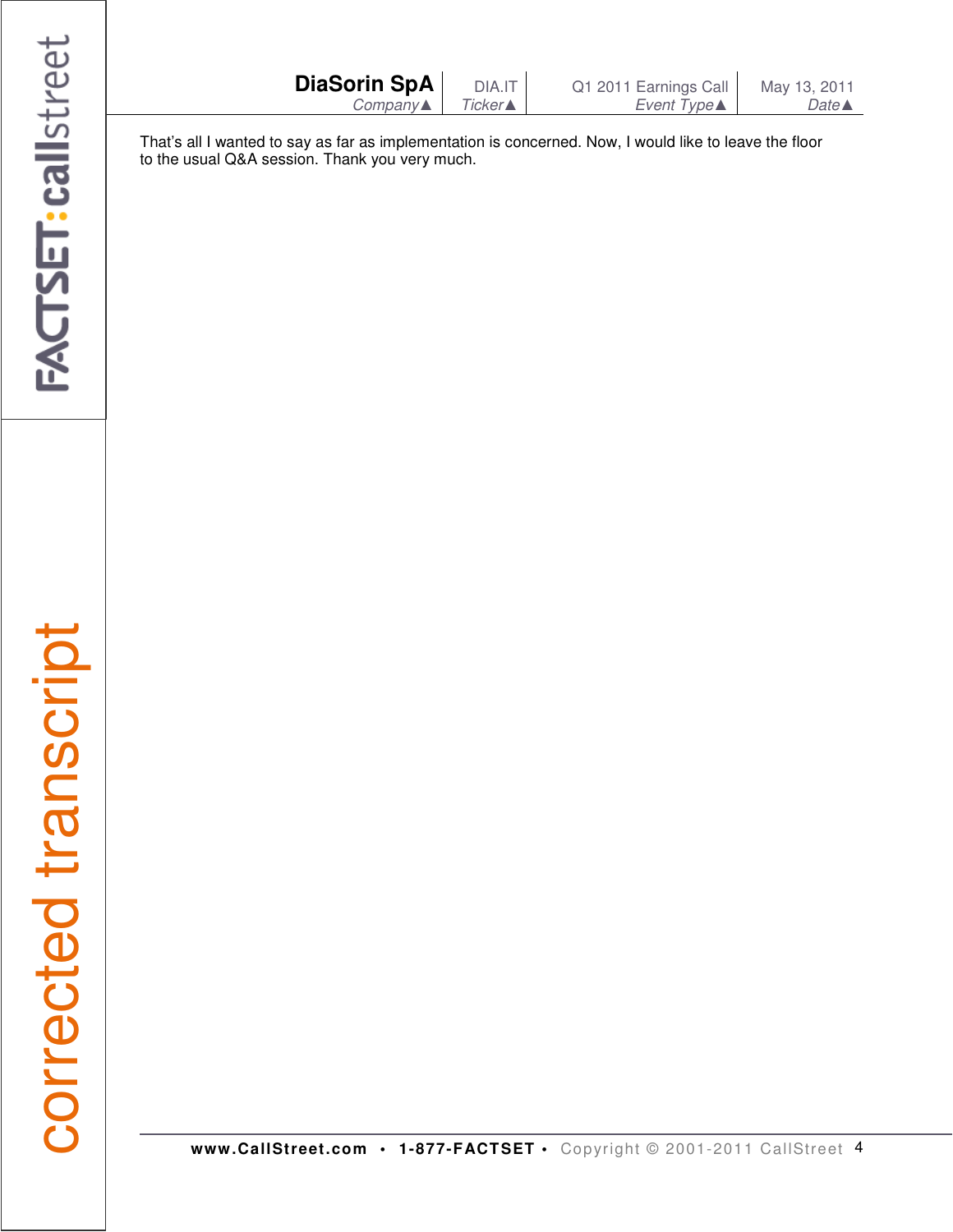That's all I wanted to say as far as implementation is concerned. Now, I would like to leave the floor to the usual Q&A session. Thank you very much.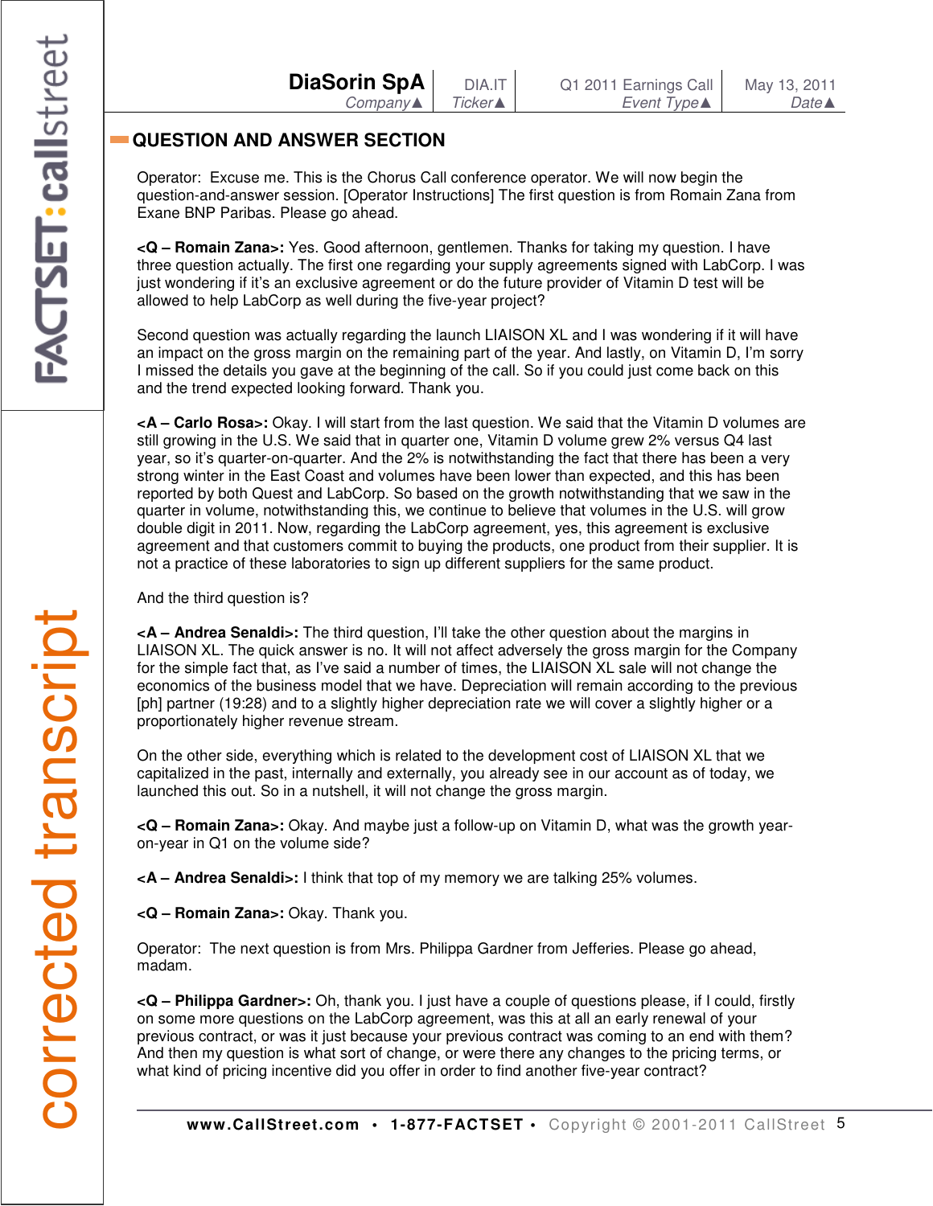## QUESTION AND ANSWER SECTION

Operator: Excuse me. This is the Chorus Call conference operator. We will now begin the question-and-answer session. [Operator Instructions] The first question is from Romain Zana from Exane BNP Paribas. Please go ahead.

**<Q – Romain Zana>:** Yes. Good afternoon, gentlemen. Thanks for taking my question. I have three question actually. The first one regarding your supply agreements signed with LabCorp. I was just wondering if it's an exclusive agreement or do the future provider of Vitamin D test will be allowed to help LabCorp as well during the five-year project?

Second question was actually regarding the launch LIAISON XL and I was wondering if it will have an impact on the gross margin on the remaining part of the year. And lastly, on Vitamin D, I'm sorry I missed the details you gave at the beginning of the call. So if you could just come back on this and the trend expected looking forward. Thank you.

**<A – Carlo Rosa>:** Okay. I will start from the last question. We said that the Vitamin D volumes are still growing in the U.S. We said that in quarter one, Vitamin D volume grew 2% versus Q4 last year, so it's quarter-on-quarter. And the 2% is notwithstanding the fact that there has been a very strong winter in the East Coast and volumes have been lower than expected, and this has been reported by both Quest and LabCorp. So based on the growth notwithstanding that we saw in the quarter in volume, notwithstanding this, we continue to believe that volumes in the U.S. will grow double digit in 2011. Now, regarding the LabCorp agreement, yes, this agreement is exclusive agreement and that customers commit to buying the products, one product from their supplier. It is not a practice of these laboratories to sign up different suppliers for the same product.

And the third question is?

**<A – Andrea Senaldi>:** The third question, I'll take the other question about the margins in LIAISON XL. The quick answer is no. It will not affect adversely the gross margin for the Company for the simple fact that, as I've said a number of times, the LIAISON XL sale will not change the economics of the business model that we have. Depreciation will remain according to the previous [ph] partner (19:28) and to a slightly higher depreciation rate we will cover a slightly higher or a proportionately higher revenue stream.

On the other side, everything which is related to the development cost of LIAISON XL that we capitalized in the past, internally and externally, you already see in our account as of today, we launched this out. So in a nutshell, it will not change the gross margin.

**<Q – Romain Zana>:** Okay. And maybe just a follow-up on Vitamin D, what was the growth year-on-year in Q1 on the volume side?

**<A – Andrea Senaldi>:** I think that top of my memory we are talking 25% volumes.

**<Q – Romain Zana>:** Okay. Thank you.

Operator: The next question is from Mrs. Philippa Gardner from Jefferies. Please go ahead, madam.

**<Q – Philippa Gardner>:** Oh, thank you. I just have a couple of questions please, if I could, firstly on some more questions on the LabCorp agreement, was this at all an early renewal of your previous contract, or was it just because your previous contract was coming to an end with them? And then my question is what sort of change, or were there any changes to the pricing terms, or what kind of pricing incentive did you offer in order to find another five-year contract?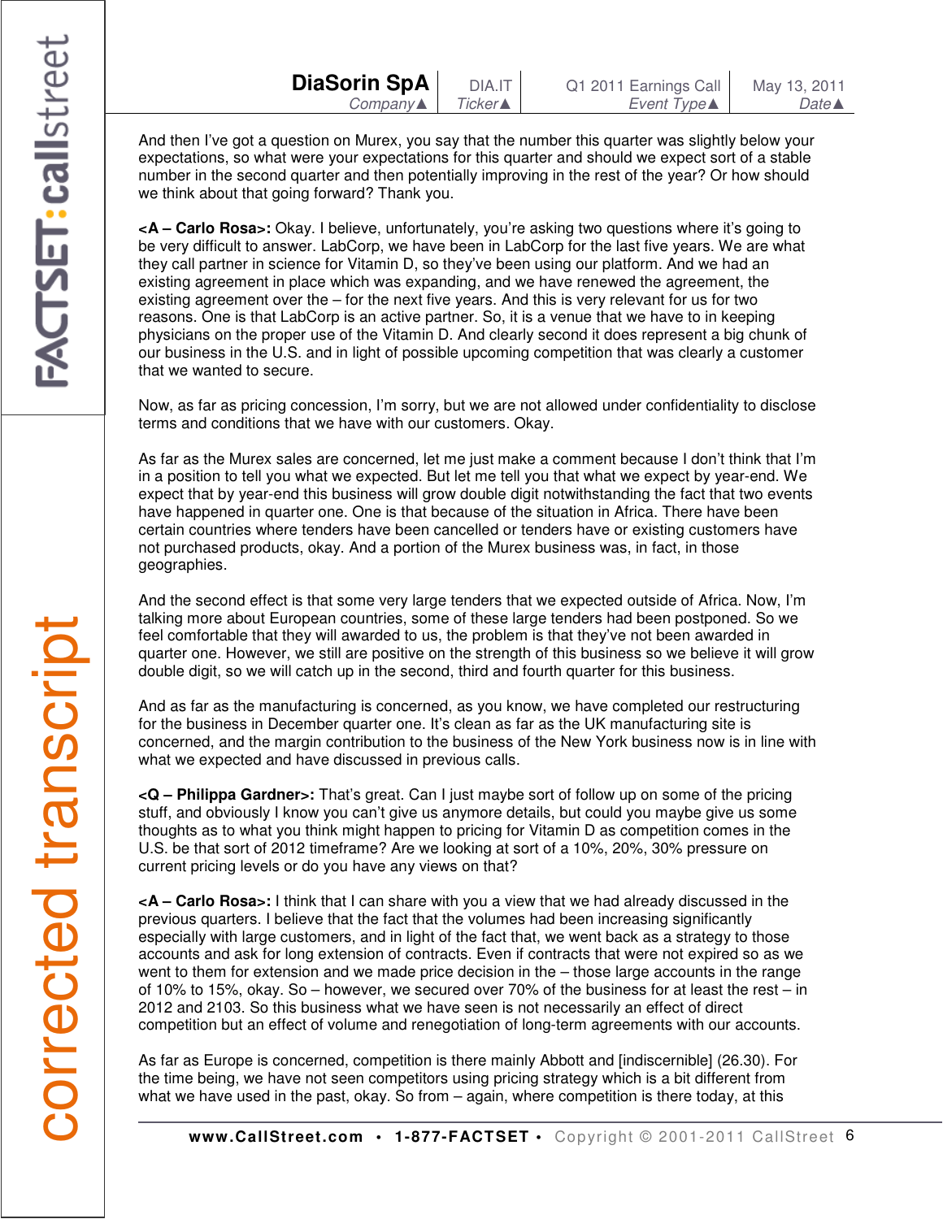And then I've got a question on Murex, you say that the number this quarter was slightly below your expectations, so what were your expectations for this quarter and should we expect sort of a stable number in the second quarter and then potentially improving in the rest of the year? Or how should we think about that going forward? Thank you.

**<A – Carlo Rosa>:** Okay. I believe, unfortunately, you're asking two questions where it's going to be very difficult to answer. LabCorp, we have been in LabCorp for the last five years. We are what they call partner in science for Vitamin D, so they've been using our platform. And we had an existing agreement in place which was expanding, and we have renewed the agreement, the existing agreement over the – for the next five years. And this is very relevant for us for two reasons. One is that LabCorp is an active partner. So, it is a venue that we have to in keeping physicians on the proper use of the Vitamin D. And clearly second it does represent a big chunk of our business in the U.S. and in light of possible upcoming competition that was clearly a customer that we wanted to secure.

Now, as far as pricing concession, I'm sorry, but we are not allowed under confidentiality to disclose terms and conditions that we have with our customers. Okay.

As far as the Murex sales are concerned, let me just make a comment because I don't think that I'm in a position to tell you what we expected. But let me tell you that what we expect by year-end. We expect that by year-end this business will grow double digit notwithstanding the fact that two events have happened in quarter one. One is that because of the situation in Africa. There have been certain countries where tenders have been cancelled or tenders have or existing customers have not purchased products, okay. And a portion of the Murex business was, in fact, in those geographies.

And the second effect is that some very large tenders that we expected outside of Africa. Now, I'm talking more about European countries, some of these large tenders had been postponed. So we feel comfortable that they will awarded to us, the problem is that they've not been awarded in quarter one. However, we still are positive on the strength of this business so we believe it will grow double digit, so we will catch up in the second, third and fourth quarter for this business.

And as far as the manufacturing is concerned, as you know, we have completed our restructuring for the business in December quarter one. It's clean as far as the UK manufacturing site is concerned, and the margin contribution to the business of the New York business now is in line with what we expected and have discussed in previous calls.

**<Q – Philippa Gardner>:** That's great. Can I just maybe sort of follow up on some of the pricing stuff, and obviously I know you can't give us anymore details, but could you maybe give us some thoughts as to what you think might happen to pricing for Vitamin D as competition comes in the U.S. be that sort of 2012 timeframe? Are we looking at sort of a 10%, 20%, 30% pressure on current pricing levels or do you have any views on that?

**<A – Carlo Rosa>:** I think that I can share with you a view that we had already discussed in the previous quarters. I believe that the fact that the volumes had been increasing significantly especially with large customers, and in light of the fact that, we went back as a strategy to those accounts and ask for long extension of contracts. Even if contracts that were not expired so as we went to them for extension and we made price decision in the – those large accounts in the range of 10% to 15%, okay. So – however, we secured over 70% of the business for at least the rest – in 2012 and 2103. So this business what we have seen is not necessarily an effect of direct competition but an effect of volume and renegotiation of long-term agreements with our accounts.

As far as Europe is concerned, competition is there mainly Abbott and [indiscernible] (26.30). For the time being, we have not seen competitors using pricing strategy which is a bit different from what we have used in the past, okay. So from – again, where competition is there today, at this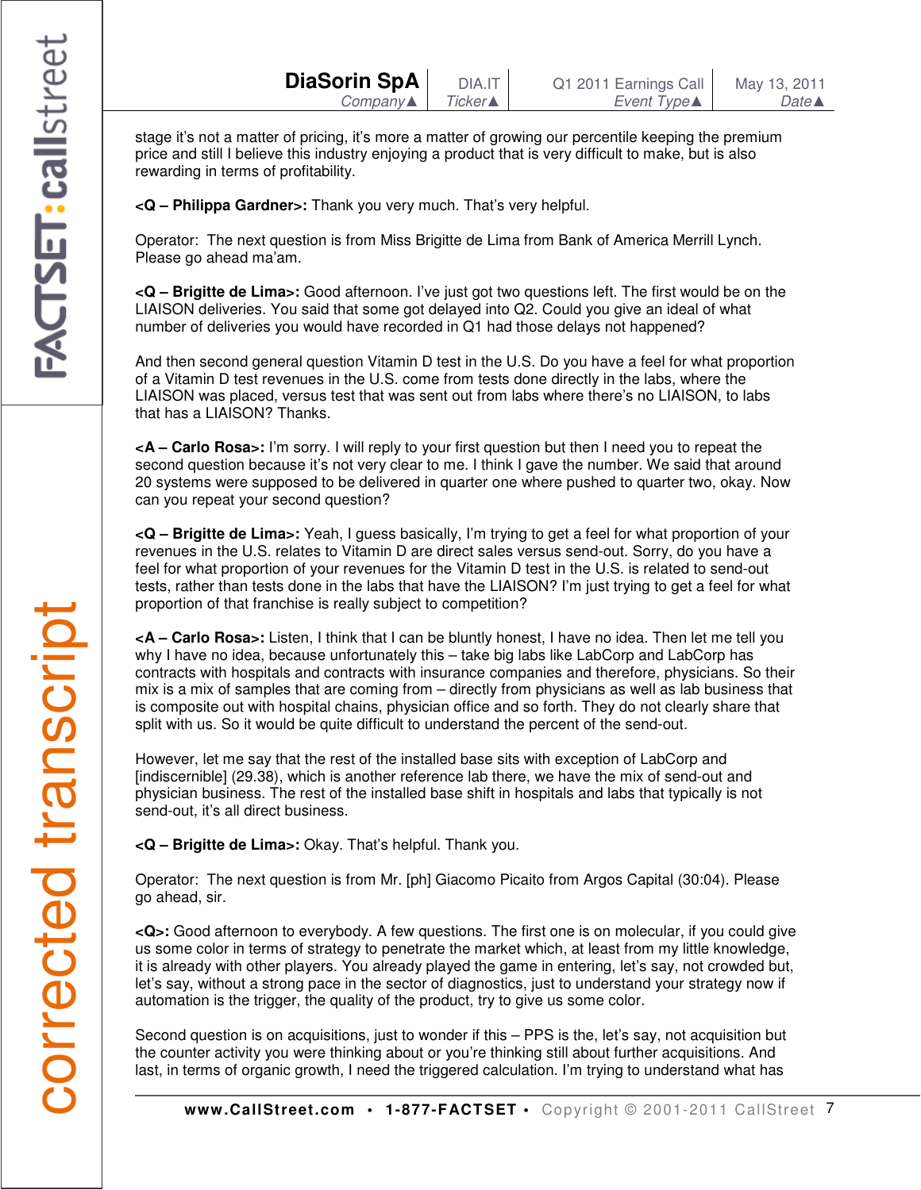stage it's not a matter of pricing, it's more a matter of growing our percentile keeping the premium price and still I believe this industry enjoying a product that is very difficult to make, but is also rewarding in terms of profitability.

**<Q – Philippa Gardner>:** Thank you very much. That's very helpful.

Operator: The next question is from Miss Brigitte de Lima from Bank of America Merrill Lynch. Please go ahead ma'am.

**<Q – Brigitte de Lima>:** Good afternoon. I've just got two questions left. The first would be on the LIAISON deliveries. You said that some got delayed into Q2. Could you give an ideal of what number of deliveries you would have recorded in Q1 had those delays not happened?

And then second general question Vitamin D test in the U.S. Do you have a feel for what proportion of a Vitamin D test revenues in the U.S. come from tests done directly in the labs, where the LIAISON was placed, versus test that was sent out from labs where there's no LIAISON, to labs that has a LIAISON? Thanks.

**<A – Carlo Rosa>:** I'm sorry. I will reply to your first question but then I need you to repeat the second question because it's not very clear to me. I think I gave the number. We said that around 20 systems were supposed to be delivered in quarter one where pushed to quarter two, okay. Now can you repeat your second question?

**<Q – Brigitte de Lima>:** Yeah, I guess basically, I'm trying to get a feel for what proportion of your revenues in the U.S. relates to Vitamin D are direct sales versus send-out. Sorry, do you have a feel for what proportion of your revenues for the Vitamin D test in the U.S. is related to send-out tests, rather than tests done in the labs that have the LIAISON? I'm just trying to get a feel for what proportion of that franchise is really subject to competition?

**<A – Carlo Rosa>:** Listen, I think that I can be bluntly honest, I have no idea. Then let me tell you why I have no idea, because unfortunately this – take big labs like LabCorp and LabCorp has contracts with hospitals and contracts with insurance companies and therefore, physicians. So their mix is a mix of samples that are coming from – directly from physicians as well as lab business that is composite out with hospital chains, physician office and so forth. They do not clearly share that split with us. So it would be quite difficult to understand the percent of the send-out.

However, let me say that the rest of the installed base sits with exception of LabCorp and [indiscernible] (29.38), which is another reference lab there, we have the mix of send-out and physician business. The rest of the installed base shift in hospitals and labs that typically is not send-out, it's all direct business.

**<Q – Brigitte de Lima>:** Okay. That's helpful. Thank you.

Operator: The next question is from Mr. [ph] Giacomo Picaito from Argos Capital (30:04). Please go ahead, sir.

**<Q>:** Good afternoon to everybody. A few questions. The first one is on molecular, if you could give us some color in terms of strategy to penetrate the market which, at least from my little knowledge, it is already with other players. You already played the game in entering, let's say, not crowded but, let's say, without a strong pace in the sector of diagnostics, just to understand your strategy now if automation is the trigger, the quality of the product, try to give us some color.

Second question is on acquisitions, just to wonder if this – PPS is the, let's say, not acquisition but the counter activity you were thinking about or you're thinking still about further acquisitions. And last, in terms of organic growth, I need the triggered calculation. I'm trying to understand what has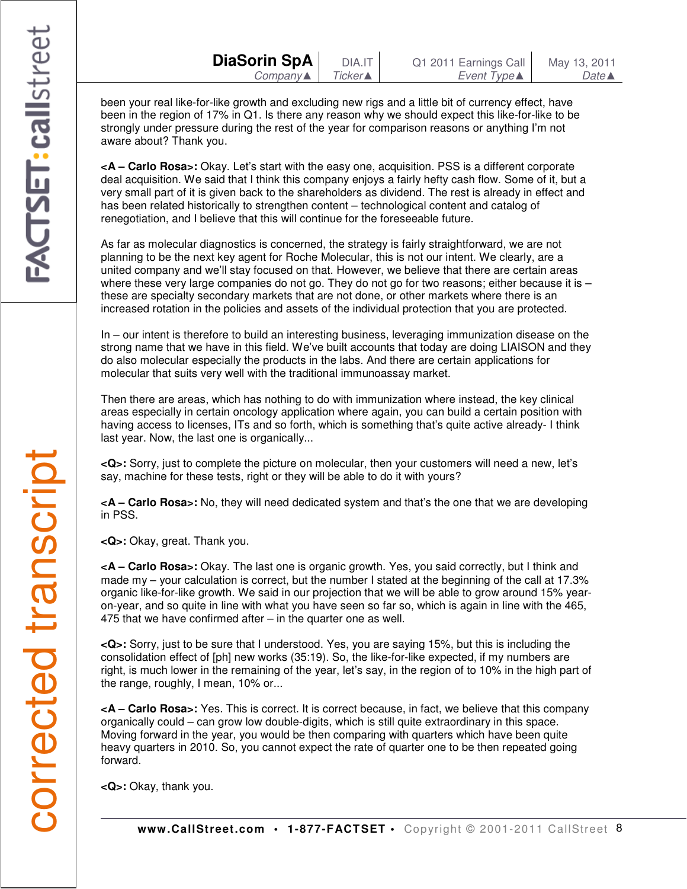been your real like-for-like growth and excluding new rigs and a little bit of currency effect, have been in the region of 17% in Q1. Is there any reason why we should expect this like-for-like to be strongly under pressure during the rest of the year for comparison reasons or anything I'm not aware about? Thank you.

**<A – Carlo Rosa>:** Okay. Let's start with the easy one, acquisition. PSS is a different corporate deal acquisition. We said that I think this company enjoys a fairly hefty cash flow. Some of it, but a very small part of it is given back to the shareholders as dividend. The rest is already in effect and has been related historically to strengthen content – technological content and catalog of renegotiation, and I believe that this will continue for the foreseeable future.

As far as molecular diagnostics is concerned, the strategy is fairly straightforward, we are not planning to be the next key agent for Roche Molecular, this is not our intent. We clearly, are a united company and we'll stay focused on that. However, we believe that there are certain areas where these very large companies do not go. They do not go for two reasons; either because it is – these are specialty secondary markets that are not done, or other markets where there is an increased rotation in the policies and assets of the individual protection that you are protected.

In – our intent is therefore to build an interesting business, leveraging immunization disease on the strong name that we have in this field. We've built accounts that today are doing LIAISON and they do also molecular especially the products in the labs. And there are certain applications for molecular that suits very well with the traditional immunoassay market.

Then there are areas, which has nothing to do with immunization where instead, the key clinical areas especially in certain oncology application where again, you can build a certain position with having access to licenses, ITs and so forth, which is something that's quite active already- I think last year. Now, the last one is organically...

**<Q>:** Sorry, just to complete the picture on molecular, then your customers will need a new, let's say, machine for these tests, right or they will be able to do it with yours?

**<A – Carlo Rosa>:** No, they will need dedicated system and that's the one that we are developing in PSS.

**<Q>:** Okay, great. Thank you.

**<A – Carlo Rosa>:** Okay. The last one is organic growth. Yes, you said correctly, but I think and made my – your calculation is correct, but the number I stated at the beginning of the call at 17.3% organic like-for-like growth. We said in our projection that we will be able to grow around 15% year-on-year, and so quite in line with what you have seen so far so, which is again in line with the 465, 475 that we have confirmed after – in the quarter one as well.

**<Q>:** Sorry, just to be sure that I understood. Yes, you are saying 15%, but this is including the consolidation effect of [ph] new works (35:19). So, the like-for-like expected, if my numbers are right, is much lower in the remaining of the year, let's say, in the region of to 10% in the high part of the range, roughly, I mean, 10% or...

**<A – Carlo Rosa>:** Yes. This is correct. It is correct because, in fact, we believe that this company organically could – can grow low double-digits, which is still quite extraordinary in this space. Moving forward in the year, you would be then comparing with quarters which have been quite heavy quarters in 2010. So, you cannot expect the rate of quarter one to be then repeated going forward.

**<Q>:** Okay, thank you.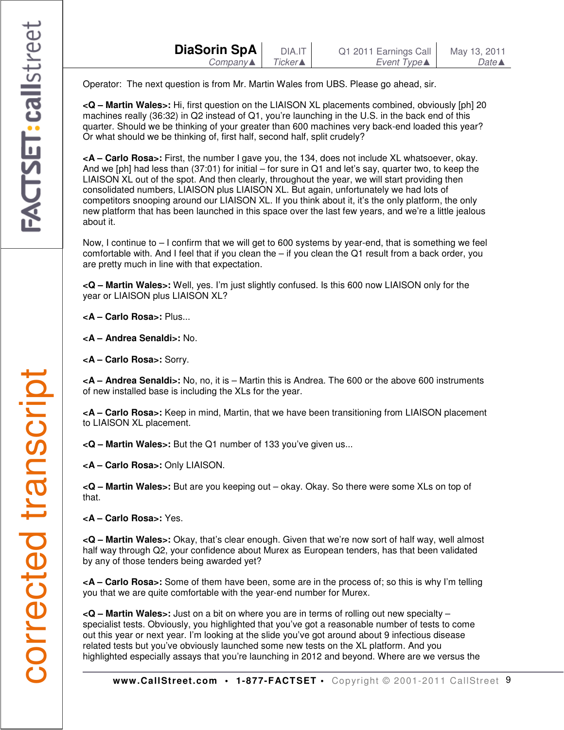Operator: The next question is from Mr. Martin Wales from UBS. Please go ahead, sir.

**<Q – Martin Wales>:** Hi, first question on the LIAISON XL placements combined, obviously [ph] 20 machines really (36:32) in Q2 instead of Q1, you're launching in the U.S. in the back end of this quarter. Should we be thinking of your greater than 600 machines very back-end loaded this year? Or what should we be thinking of, first half, second half, split crudely?

**<A – Carlo Rosa>:** First, the number I gave you, the 134, does not include XL whatsoever, okay. And we [ph] had less than (37:01) for initial – for sure in Q1 and let's say, quarter two, to keep the LIAISON XL out of the spot. And then clearly, throughout the year, we will start providing then consolidated numbers, LIAISON plus LIAISON XL. But again, unfortunately we had lots of competitors snooping around our LIAISON XL. If you think about it, it's the only platform, the only new platform that has been launched in this space over the last few years, and we're a little jealous about it.

Now, I continue to – I confirm that we will get to 600 systems by year-end, that is something we feel comfortable with. And I feel that if you clean the – if you clean the Q1 result from a back order, you are pretty much in line with that expectation.

**<Q – Martin Wales>:** Well, yes. I'm just slightly confused. Is this 600 now LIAISON only for the year or LIAISON plus LIAISON XL?

**<A – Carlo Rosa>:** Plus...

**<A – Andrea Senaldi>:** No.

**<A – Carlo Rosa>:** Sorry.

**<A – Andrea Senaldi>:** No, no, it is – Martin this is Andrea. The 600 or the above 600 instruments of new installed base is including the XLs for the year.

**<A – Carlo Rosa>:** Keep in mind, Martin, that we have been transitioning from LIAISON placement to LIAISON XL placement.

**<Q – Martin Wales>:** But the Q1 number of 133 you've given us...

**<A – Carlo Rosa>:** Only LIAISON.

**<Q – Martin Wales>:** But are you keeping out – okay. Okay. So there were some XLs on top of that.

**<A – Carlo Rosa>:** Yes.

**<Q – Martin Wales>:** Okay, that's clear enough. Given that we're now sort of half way, well almost half way through Q2, your confidence about Murex as European tenders, has that been validated by any of those tenders being awarded yet?

**<A – Carlo Rosa>:** Some of them have been, some are in the process of; so this is why I'm telling you that we are quite comfortable with the year-end number for Murex.

**<Q – Martin Wales>:** Just on a bit on where you are in terms of rolling out new specialty – specialist tests. Obviously, you highlighted that you've got a reasonable number of tests to come out this year or next year. I'm looking at the slide you've got around about 9 infectious disease related tests but you've obviously launched some new tests on the XL platform. And you highlighted especially assays that you're launching in 2012 and beyond. Where are we versus the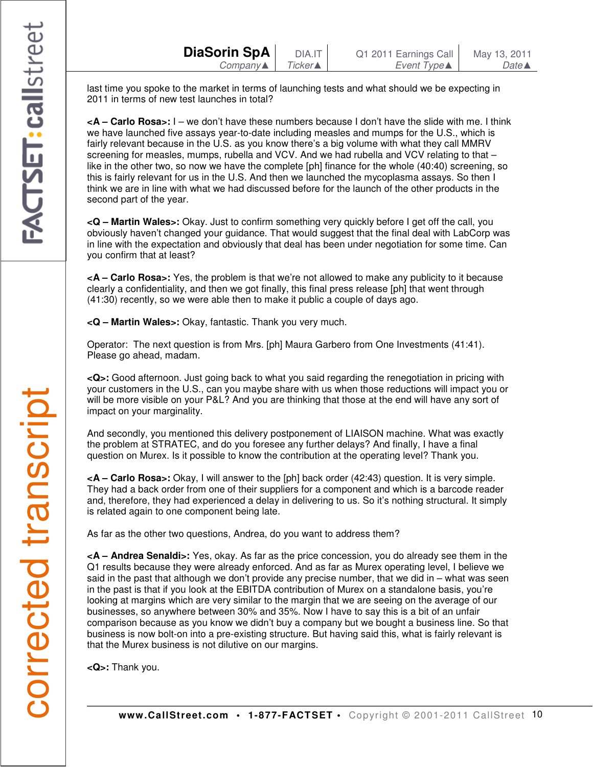last time you spoke to the market in terms of launching tests and what should we be expecting in 2011 in terms of new test launches in total?

**<A – Carlo Rosa>:** I – we don't have these numbers because I don't have the slide with me. I think we have launched five assays year-to-date including measles and mumps for the U.S., which is fairly relevant because in the U.S. as you know there's a big volume with what they call MMRV screening for measles, mumps, rubella and VCV. And we had rubella and VCV relating to that – like in the other two, so now we have the complete [ph] finance for the whole (40:40) screening, so this is fairly relevant for us in the U.S. And then we launched the mycoplasma assays. So then I think we are in line with what we had discussed before for the launch of the other products in the second part of the year.

**<Q – Martin Wales>:** Okay. Just to confirm something very quickly before I get off the call, you obviously haven't changed your guidance. That would suggest that the final deal with LabCorp was in line with the expectation and obviously that deal has been under negotiation for some time. Can you confirm that at least?

**<A – Carlo Rosa>:** Yes, the problem is that we're not allowed to make any publicity to it because clearly a confidentiality, and then we got finally, this final press release [ph] that went through (41:30) recently, so we were able then to make it public a couple of days ago.

**<Q – Martin Wales>:** Okay, fantastic. Thank you very much.

Operator: The next question is from Mrs. [ph] Maura Garbero from One Investments (41:41). Please go ahead, madam.

**<Q>:** Good afternoon. Just going back to what you said regarding the renegotiation in pricing with your customers in the U.S., can you maybe share with us when those reductions will impact you or will be more visible on your P&L? And you are thinking that those at the end will have any sort of impact on your marginality.

And secondly, you mentioned this delivery postponement of LIAISON machine. What was exactly the problem at STRATEC, and do you foresee any further delays? And finally, I have a final question on Murex. Is it possible to know the contribution at the operating level? Thank you.

**<A – Carlo Rosa>:** Okay, I will answer to the [ph] back order (42:43) question. It is very simple. They had a back order from one of their suppliers for a component and which is a barcode reader and, therefore, they had experienced a delay in delivering to us. So it's nothing structural. It simply is related again to one component being late.

As far as the other two questions, Andrea, do you want to address them?

**<A – Andrea Senaldi>:** Yes, okay. As far as the price concession, you do already see them in the Q1 results because they were already enforced. And as far as Murex operating level, I believe we said in the past that although we don't provide any precise number, that we did in – what was seen in the past is that if you look at the EBITDA contribution of Murex on a standalone basis, you're looking at margins which are very similar to the margin that we are seeing on the average of our businesses, so anywhere between 30% and 35%. Now I have to say this is a bit of an unfair comparison because as you know we didn't buy a company but we bought a business line. So that business is now bolt-on into a pre-existing structure. But having said this, what is fairly relevant is that the Murex business is not dilutive on our margins.

**<Q>:** Thank you.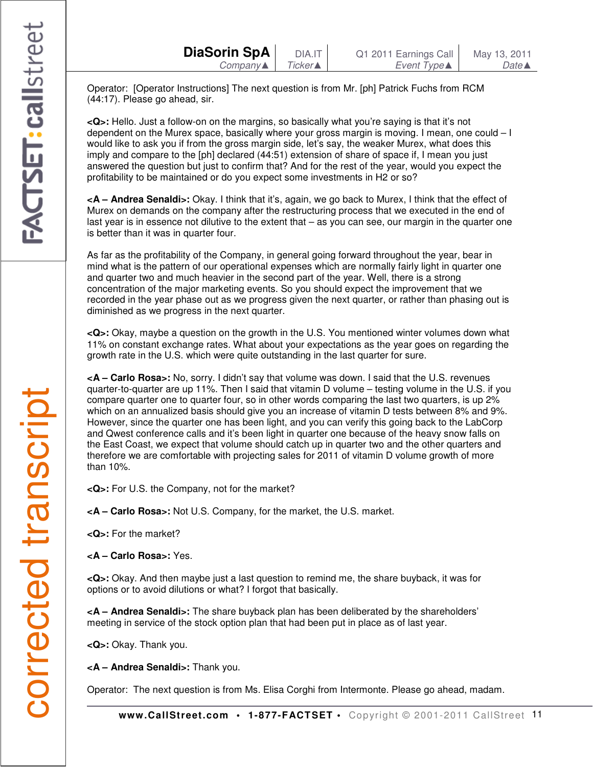Operator: [Operator Instructions] The next question is from Mr. [ph] Patrick Fuchs from RCM (44:17). Please go ahead, sir.

**<Q>:** Hello. Just a follow-on on the margins, so basically what you're saying is that it's not dependent on the Murex space, basically where your gross margin is moving. I mean, one could – I would like to ask you if from the gross margin side, let's say, the weaker Murex, what does this imply and compare to the [ph] declared (44:51) extension of share of space if, I mean you just answered the question but just to confirm that? And for the rest of the year, would you expect the profitability to be maintained or do you expect some investments in H2 or so?

**<A – Andrea Senaldi>:** Okay. I think that it's, again, we go back to Murex, I think that the effect of Murex on demands on the company after the restructuring process that we executed in the end of last year is in essence not dilutive to the extent that – as you can see, our margin in the quarter one is better than it was in quarter four.

As far as the profitability of the Company, in general going forward throughout the year, bear in mind what is the pattern of our operational expenses which are normally fairly light in quarter one and quarter two and much heavier in the second part of the year. Well, there is a strong concentration of the major marketing events. So you should expect the improvement that we recorded in the year phase out as we progress given the next quarter, or rather than phasing out is diminished as we progress in the next quarter.

**<Q>:** Okay, maybe a question on the growth in the U.S. You mentioned winter volumes down what 11% on constant exchange rates. What about your expectations as the year goes on regarding the growth rate in the U.S. which were quite outstanding in the last quarter for sure.

**<A – Carlo Rosa>:** No, sorry. I didn't say that volume was down. I said that the U.S. revenues quarter-to-quarter are up 11%. Then I said that vitamin D volume – testing volume in the U.S. if you compare quarter one to quarter four, so in other words comparing the last two quarters, is up 2% which on an annualized basis should give you an increase of vitamin D tests between 8% and 9%. However, since the quarter one has been light, and you can verify this going back to the LabCorp and Qwest conference calls and it's been light in quarter one because of the heavy snow falls on the East Coast, we expect that volume should catch up in quarter two and the other quarters and therefore we are comfortable with projecting sales for 2011 of vitamin D volume growth of more than 10%.

**<Q>:** For U.S. the Company, not for the market?

**<A – Carlo Rosa>:** Not U.S. Company, for the market, the U.S. market.

**<Q>:** For the market?

**<A – Carlo Rosa>:** Yes.

**<Q>:** Okay. And then maybe just a last question to remind me, the share buyback, it was for options or to avoid dilutions or what? I forgot that basically.

**<A – Andrea Senaldi>:** The share buyback plan has been deliberated by the shareholders' meeting in service of the stock option plan that had been put in place as of last year.

**<Q>:** Okay. Thank you.

**<A – Andrea Senaldi>:** Thank you.

Operator: The next question is from Ms. Elisa Corghi from Intermonte. Please go ahead, madam.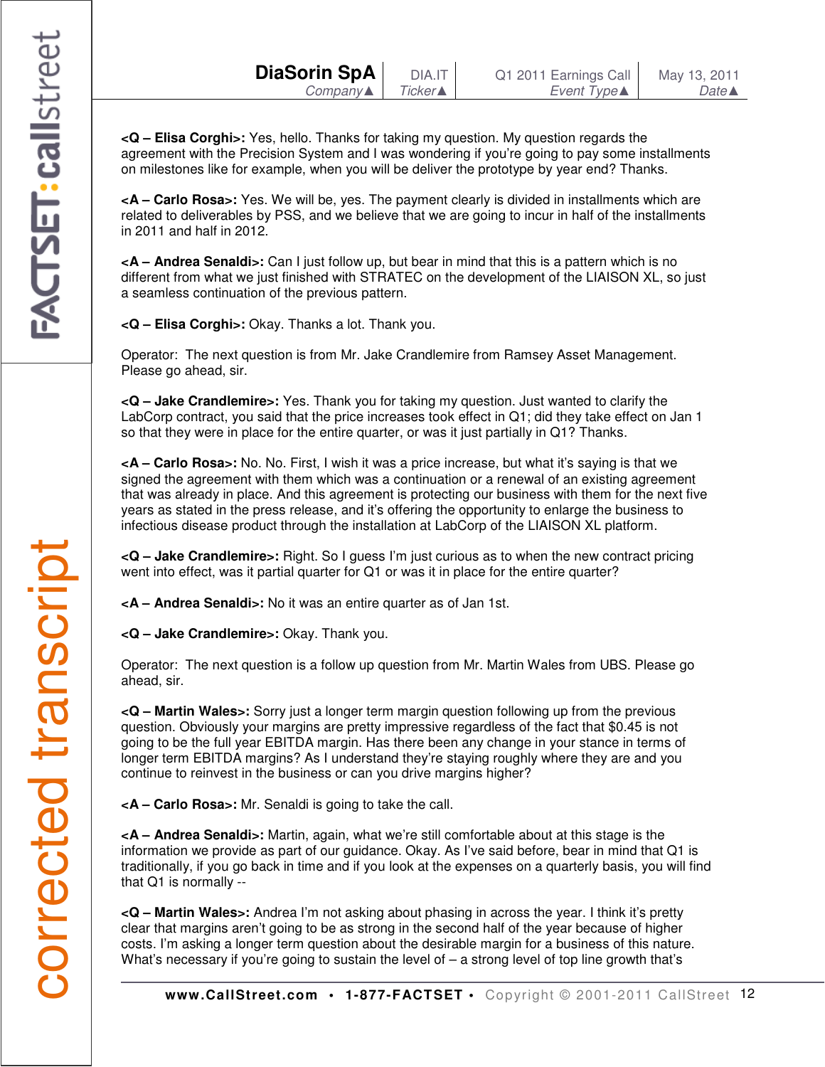**<Q – Elisa Corghi>:** Yes, hello. Thanks for taking my question. My question regards the agreement with the Precision System and I was wondering if you're going to pay some installments on milestones like for example, when you will be deliver the prototype by year end? Thanks.

**<A – Carlo Rosa>:** Yes. We will be, yes. The payment clearly is divided in installments which are related to deliverables by PSS, and we believe that we are going to incur in half of the installments in 2011 and half in 2012.

**<A – Andrea Senaldi>:** Can I just follow up, but bear in mind that this is a pattern which is no different from what we just finished with STRATEC on the development of the LIAISON XL, so just a seamless continuation of the previous pattern.

**<Q – Elisa Corghi>:** Okay. Thanks a lot. Thank you.

Operator: The next question is from Mr. Jake Crandlemire from Ramsey Asset Management. Please go ahead, sir.

**<Q – Jake Crandlemire>:** Yes. Thank you for taking my question. Just wanted to clarify the LabCorp contract, you said that the price increases took effect in Q1; did they take effect on Jan 1 so that they were in place for the entire quarter, or was it just partially in Q1? Thanks.

**<A – Carlo Rosa>:** No. No. First, I wish it was a price increase, but what it's saying is that we signed the agreement with them which was a continuation or a renewal of an existing agreement that was already in place. And this agreement is protecting our business with them for the next five years as stated in the press release, and it's offering the opportunity to enlarge the business to infectious disease product through the installation at LabCorp of the LIAISON XL platform.

**<Q – Jake Crandlemire>:** Right. So I guess I'm just curious as to when the new contract pricing went into effect, was it partial quarter for Q1 or was it in place for the entire quarter?

**<A – Andrea Senaldi>:** No it was an entire quarter as of Jan 1st.

**<Q – Jake Crandlemire>:** Okay. Thank you.

Operator: The next question is a follow up question from Mr. Martin Wales from UBS. Please go ahead, sir.

**<Q – Martin Wales>:** Sorry just a longer term margin question following up from the previous question. Obviously your margins are pretty impressive regardless of the fact that $0.45 is not going to be the full year EBITDA margin. Has there been any change in your stance in terms of longer term EBITDA margins? As I understand they're staying roughly where they are and you continue to reinvest in the business or can you drive margins higher?

**<A – Carlo Rosa>:** Mr. Senaldi is going to take the call.

**<A – Andrea Senaldi>:** Martin, again, what we're still comfortable about at this stage is the information we provide as part of our guidance. Okay. As I've said before, bear in mind that Q1 is traditionally, if you go back in time and if you look at the expenses on a quarterly basis, you will find that Q1 is normally --

**<Q – Martin Wales>:** Andrea I'm not asking about phasing in across the year. I think it's pretty clear that margins aren't going to be as strong in the second half of the year because of higher costs. I'm asking a longer term question about the desirable margin for a business of this nature. What's necessary if you're going to sustain the level of – a strong level of top line growth that's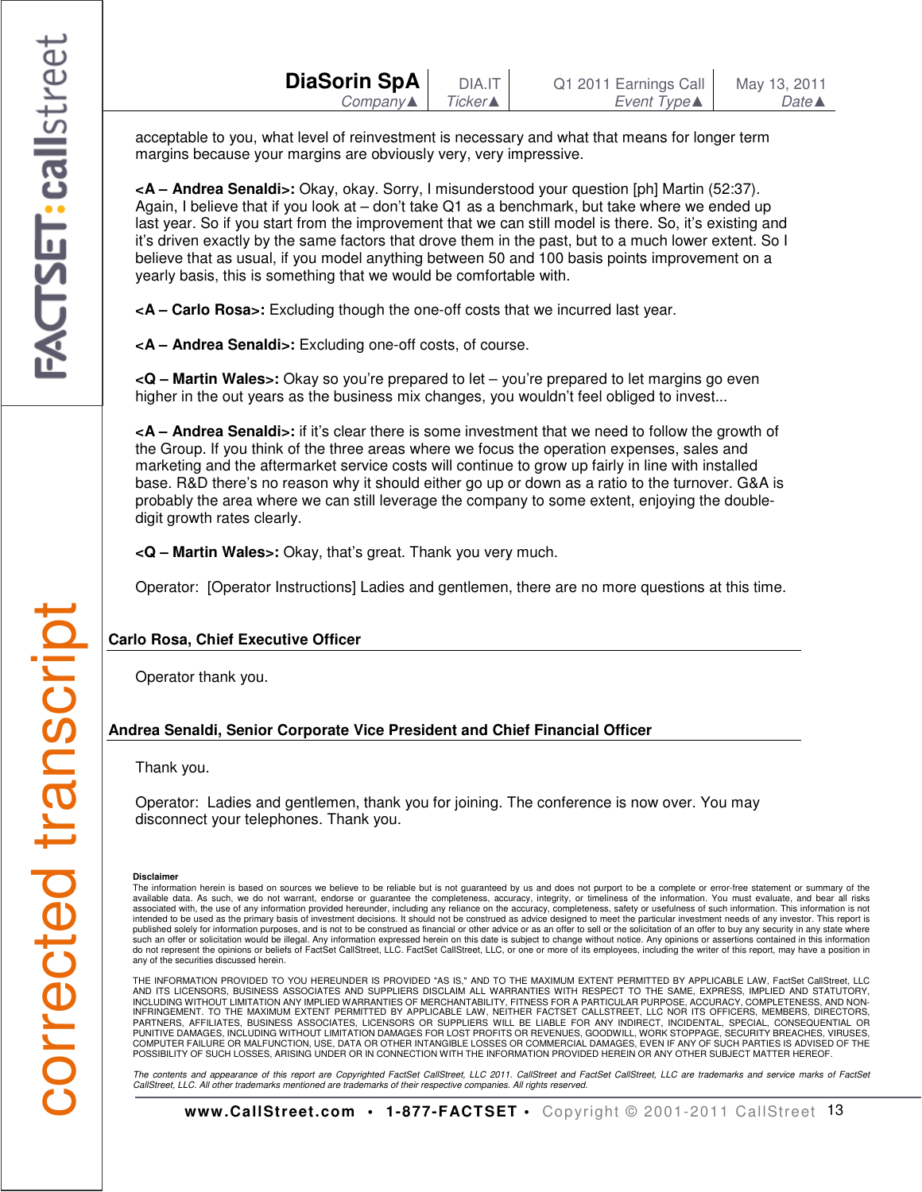acceptable to you, what level of reinvestment is necessary and what that means for longer term margins because your margins are obviously very, very impressive.

**<A – Andrea Senaldi>:** Okay, okay. Sorry, I misunderstood your question [ph] Martin (52:37). Again, I believe that if you look at – don't take Q1 as a benchmark, but take where we ended up last year. So if you start from the improvement that we can still model is there. So, it's existing and it's driven exactly by the same factors that drove them in the past, but to a much lower extent. So I believe that as usual, if you model anything between 50 and 100 basis points improvement on a yearly basis, this is something that we would be comfortable with.

**<A – Carlo Rosa>:** Excluding though the one-off costs that we incurred last year.

**<A – Andrea Senaldi>:** Excluding one-off costs, of course.

**<Q – Martin Wales>:** Okay so you're prepared to let – you're prepared to let margins go even higher in the out years as the business mix changes, you wouldn't feel obliged to invest...

**<A – Andrea Senaldi>:** if it's clear there is some investment that we need to follow the growth of the Group. If you think of the three areas where we focus the operation expenses, sales and marketing and the aftermarket service costs will continue to grow up fairly in line with installed base. R&D there's no reason why it should either go up or down as a ratio to the turnover. G&A is probably the area where we can still leverage the company to some extent, enjoying the double-digit growth rates clearly.

**<Q – Martin Wales>:** Okay, that's great. Thank you very much.

Operator: [Operator Instructions] Ladies and gentlemen, there are no more questions at this time.

## Carlo Rosa, Chief Executive Officer

Operator thank you.

## Andrea Senaldi, Senior Corporate Vice President and Chief Financial Officer

Thank you.

Operator: Ladies and gentlemen, thank you for joining. The conference is now over. You may disconnect your telephones. Thank you.

**Disclaimer**

The information herein is based on sources we believe to be reliable but is not guaranteed by us and does not purport to be a complete or error-free statement or summary of the available data. As such, we do not warrant, endorse or guarantee the completeness, accuracy, integrity, or timeliness of the information. You must evaluate, and bear all risks associated with, the use of any information provided hereunder, including any reliance on the accuracy, completeness, safety or usefulness of such information. This information is not intended to be used as the primary basis of investment decisions. It should not be construed as advice designed to meet the particular investment needs of any investor. This report is published solely for information purposes, and is not to be construed as financial or other advice or as an offer to sell or the solicitation of an offer to buy any security in any state where such an offer or solicitation would be illegal. Any information expressed herein on this date is subject to change without notice. Any opinions or assertions contained in this information do not represent the opinions or beliefs of FactSet CallStreet, LLC. FactSet CallStreet, LLC, or one or more of its employees, including the writer of this report, may have a position in any of the securities discussed herein.

THE INFORMATION PROVIDED TO YOU HEREUNDER IS PROVIDED "AS IS," AND TO THE MAXIMUM EXTENT PERMITTED BY APPLICABLE LAW, FactSet CallStreet, LLC AND ITS LICENSORS, BUSINESS ASSOCIATES AND SUPPLIERS DISCLAIM ALL WARRANTIES WITH RESPECT TO THE SAME, EXPRESS, IMPLIED AND STATUTORY, INCLUDING WITHOUT LIMITATION ANY IMPLIED WARRANTIES OF MERCHANTABILITY, FITNESS FOR A PARTICULAR PURPOSE, ACCURACY, COMPLETENESS, AND NON-INFRINGEMENT. TO THE MAXIMUM EXTENT PERMITTED BY APPLICABLE LAW, NEITHER FACTSET CALLSTREET, LLC NOR ITS OFFICERS, MEMBERS, DIRECTORS, PARTNERS, AFFILIATES, BUSINESS ASSOCIATES, LICENSORS OR SUPPLIERS WILL BE LIABLE FOR ANY INDIRECT, INCIDENTAL, SPECIAL, CONSEQUENTIAL OR PUNITIVE DAMAGES, INCLUDING WITHOUT LIMITATION DAMAGES FOR LOST PROFITS OR REVENUES, GOODWILL, WORK STOPPAGE, SECURITY BREACHES, VIRUSES, COMPUTER FAILURE OR MALFUNCTION, USE, DATA OR OTHER INTANGIBLE LOSSES OR COMMERCIAL DAMAGES, EVEN IF ANY OF SUCH PARTIES IS ADVISED OF THE POSSIBILITY OF SUCH LOSSES, ARISING UNDER OR IN CONNECTION WITH THE INFORMATION PROVIDED HEREIN OR ANY OTHER SUBJECT MATTER HEREOF.

*The contents and appearance of this report are Copyrighted FactSet CallStreet, LLC 2011. CallStreet and FactSet CallStreet, LLC are trademarks and service marks of FactSet CallStreet, LLC. All other trademarks mentioned are trademarks of their respective companies. All rights reserved.*